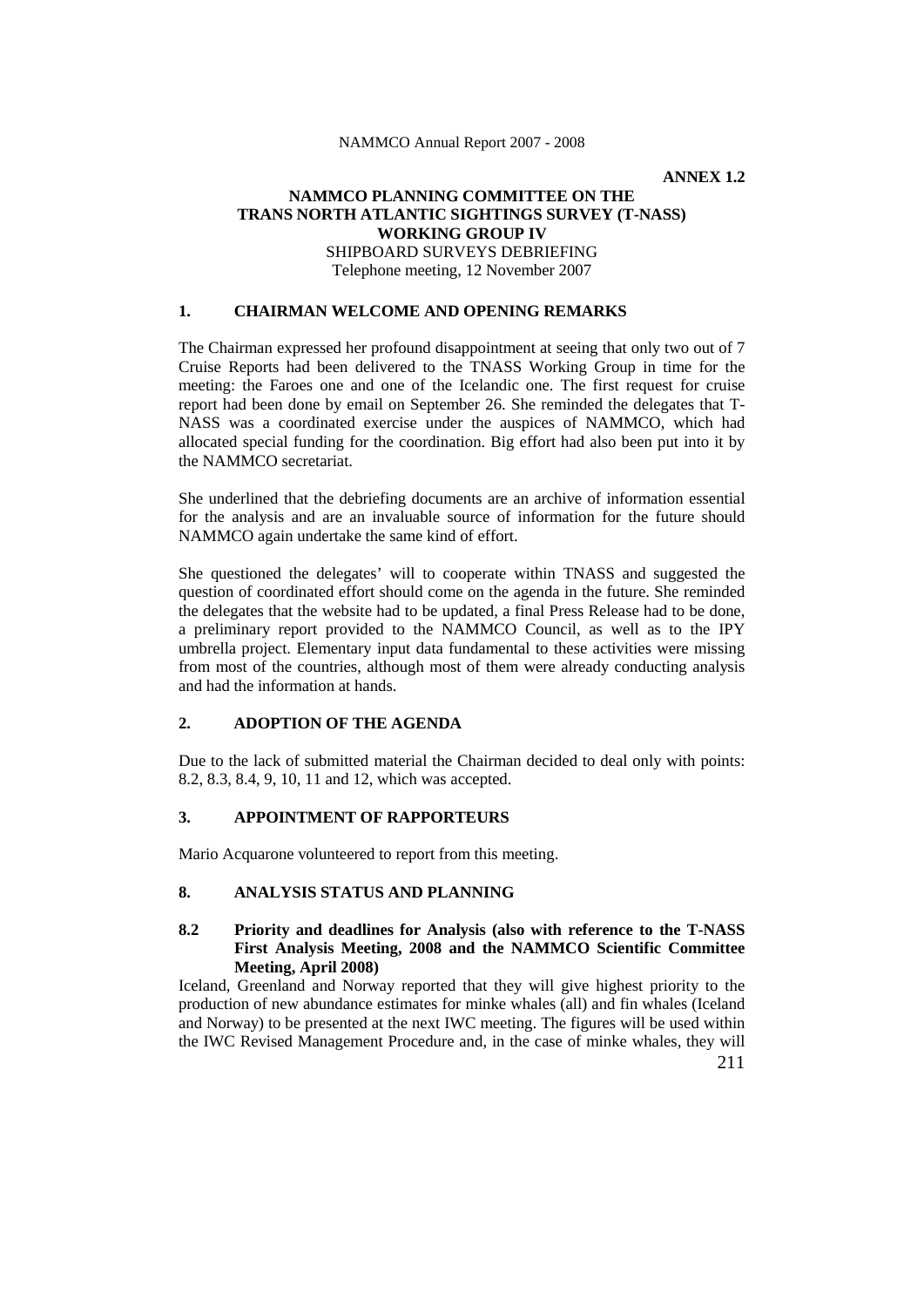**ANNEX 1.2**

# NAMMCO PLANNING COMMITTEE ON THE TRANS NORTH ATLANTIC SIGHTINGS SURVEY (T-NASS) WORKING GROUP IV

SHIPBOARD SURVEYS DEBRIEFING

Telephone meeting, 12 November 2007

## 1. CHAIRMAN WELCOME AND OPENING REMARKS

The Chairman expressed her profound disappointment at seeing that only two out of 7 Cruise Reports had been delivered to the TNASS Working Group in time for the meeting: the Faroes one and one of the Icelandic one. The first request for cruise report had been done by email on September 26. She reminded the delegates that T-NASS was a coordinated exercise under the auspices of NAMMCO, which had allocated special funding for the coordination. Big effort had also been put into it by the NAMMCO secretariat.

She underlined that the debriefing documents are an archive of information essential for the analysis and are an invaluable source of information for the future should NAMMCO again undertake the same kind of effort.

She questioned the delegates' will to cooperate within TNASS and suggested the question of coordinated effort should come on the agenda in the future. She reminded the delegates that the website had to be updated, a final Press Release had to be done, a preliminary report provided to the NAMMCO Council, as well as to the IPY umbrella project. Elementary input data fundamental to these activities were missing from most of the countries, although most of them were already conducting analysis and had the information at hands.

## 2. ADOPTION OF THE AGENDA

Due to the lack of submitted material the Chairman decided to deal only with points: 8.2, 8.3, 8.4, 9, 10, 11 and 12, which was accepted.

## 3. APPOINTMENT OF RAPPORTEURS

Mario Acquarone volunteered to report from this meeting.

## 8. ANALYSIS STATUS AND PLANNING

### 8.2 Priority and deadlines for Analysis (also with reference to the T-NASS First Analysis Meeting, 2008 and the NAMMCO Scientific Committee Meeting, April 2008)

Iceland, Greenland and Norway reported that they will give highest priority to the production of new abundance estimates for minke whales (all) and fin whales (Iceland and Norway) to be presented at the next IWC meeting. The figures will be used within the IWC Revised Management Procedure and, in the case of minke whales, they will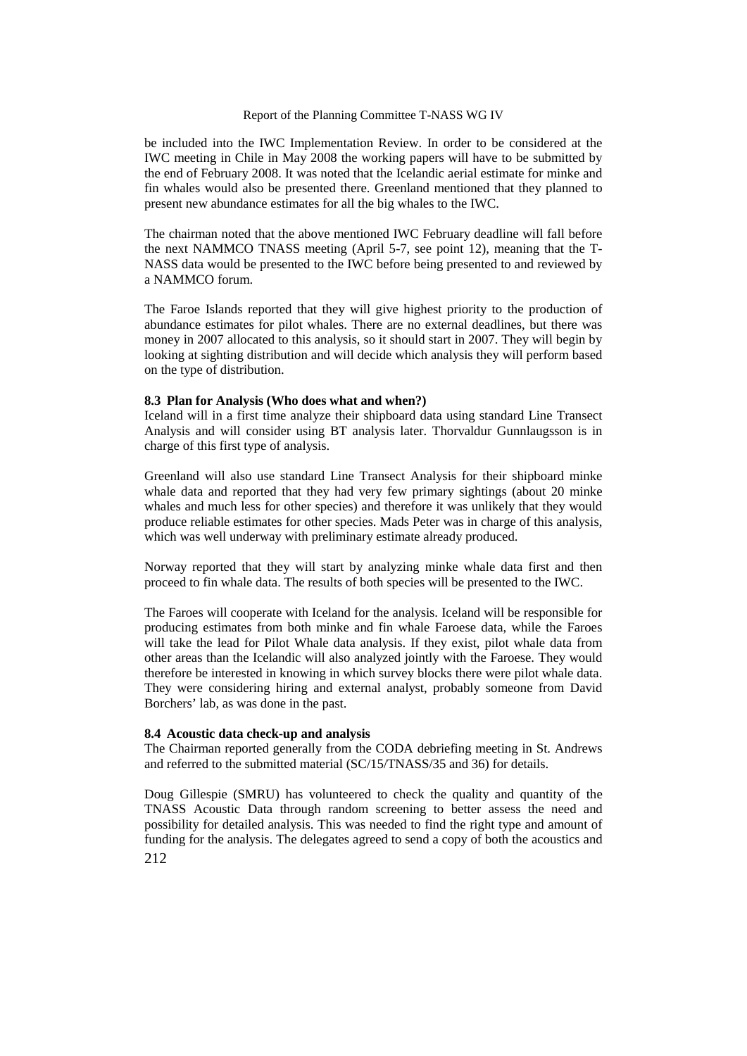be included into the IWC Implementation Review. In order to be considered at the IWC meeting in Chile in May 2008 the working papers will have to be submitted by the end of February 2008. It was noted that the Icelandic aerial estimate for minke and fin whales would also be presented there. Greenland mentioned that they planned to present new abundance estimates for all the big whales to the IWC.

The chairman noted that the above mentioned IWC February deadline will fall before the next NAMMCO TNASS meeting (April 5-7, see point 12), meaning that the T-NASS data would be presented to the IWC before being presented to and reviewed by a NAMMCO forum.

The Faroe Islands reported that they will give highest priority to the production of abundance estimates for pilot whales. There are no external deadlines, but there was money in 2007 allocated to this analysis, so it should start in 2007. They will begin by looking at sighting distribution and will decide which analysis they will perform based on the type of distribution.

### 8.3 Plan for Analysis (Who does what and when?)

Iceland will in a first time analyze their shipboard data using standard Line Transect Analysis and will consider using BT analysis later. Thorvaldur Gunnlaugsson is in charge of this first type of analysis.

Greenland will also use standard Line Transect Analysis for their shipboard minke whale data and reported that they had very few primary sightings (about 20 minke whales and much less for other species) and therefore it was unlikely that they would produce reliable estimates for other species. Mads Peter was in charge of this analysis, which was well underway with preliminary estimate already produced.

Norway reported that they will start by analyzing minke whale data first and then proceed to fin whale data. The results of both species will be presented to the IWC.

The Faroes will cooperate with Iceland for the analysis. Iceland will be responsible for producing estimates from both minke and fin whale Faroese data, while the Faroes will take the lead for Pilot Whale data analysis. If they exist, pilot whale data from other areas than the Icelandic will also analyzed jointly with the Faroese. They would therefore be interested in knowing in which survey blocks there were pilot whale data. They were considering hiring and external analyst, probably someone from David Borchers' lab, as was done in the past.

### 8.4 Acoustic data check-up and analysis

The Chairman reported generally from the CODA debriefing meeting in St. Andrews and referred to the submitted material (SC/15/TNASS/35 and 36) for details.

Doug Gillespie (SMRU) has volunteered to check the quality and quantity of the TNASS Acoustic Data through random screening to better assess the need and possibility for detailed analysis. This was needed to find the right type and amount of funding for the analysis. The delegates agreed to send a copy of both the acoustics and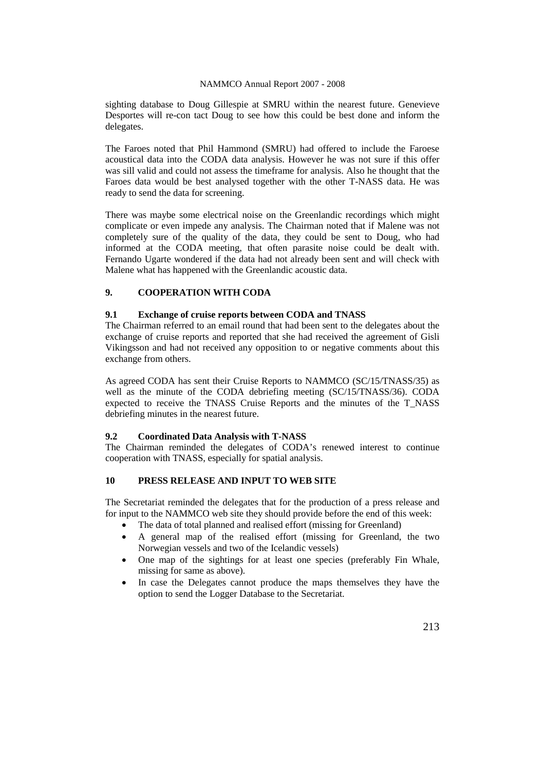sighting database to Doug Gillespie at SMRU within the nearest future. Genevieve Desportes will re-con tact Doug to see how this could be best done and inform the delegates.

The Faroes noted that Phil Hammond (SMRU) had offered to include the Faroese acoustical data into the CODA data analysis. However he was not sure if this offer was sill valid and could not assess the timeframe for analysis. Also he thought that the Faroes data would be best analysed together with the other T-NASS data. He was ready to send the data for screening.

There was maybe some electrical noise on the Greenlandic recordings which might complicate or even impede any analysis. The Chairman noted that if Malene was not completely sure of the quality of the data, they could be sent to Doug, who had informed at the CODA meeting, that often parasite noise could be dealt with. Fernando Ugarte wondered if the data had not already been sent and will check with Malene what has happened with the Greenlandic acoustic data.

## 9. COOPERATION WITH CODA

### 9.1 Exchange of cruise reports between CODA and TNASS

The Chairman referred to an email round that had been sent to the delegates about the exchange of cruise reports and reported that she had received the agreement of Gisli Vikingsson and had not received any opposition to or negative comments about this exchange from others.

As agreed CODA has sent their Cruise Reports to NAMMCO (SC/15/TNASS/35) as well as the minute of the CODA debriefing meeting (SC/15/TNASS/36). CODA expected to receive the TNASS Cruise Reports and the minutes of the T_NASS debriefing minutes in the nearest future.

### 9.2 Coordinated Data Analysis with T-NASS

The Chairman reminded the delegates of CODA's renewed interest to continue cooperation with TNASS, especially for spatial analysis.

## 10 PRESS RELEASE AND INPUT TO WEB SITE

The Secretariat reminded the delegates that for the production of a press release and for input to the NAMMCO web site they should provide before the end of this week:

- The data of total planned and realised effort (missing for Greenland)
- A general map of the realised effort (missing for Greenland, the two Norwegian vessels and two of the Icelandic vessels)
- One map of the sightings for at least one species (preferably Fin Whale, missing for same as above).
- In case the Delegates cannot produce the maps themselves they have the option to send the Logger Database to the Secretariat.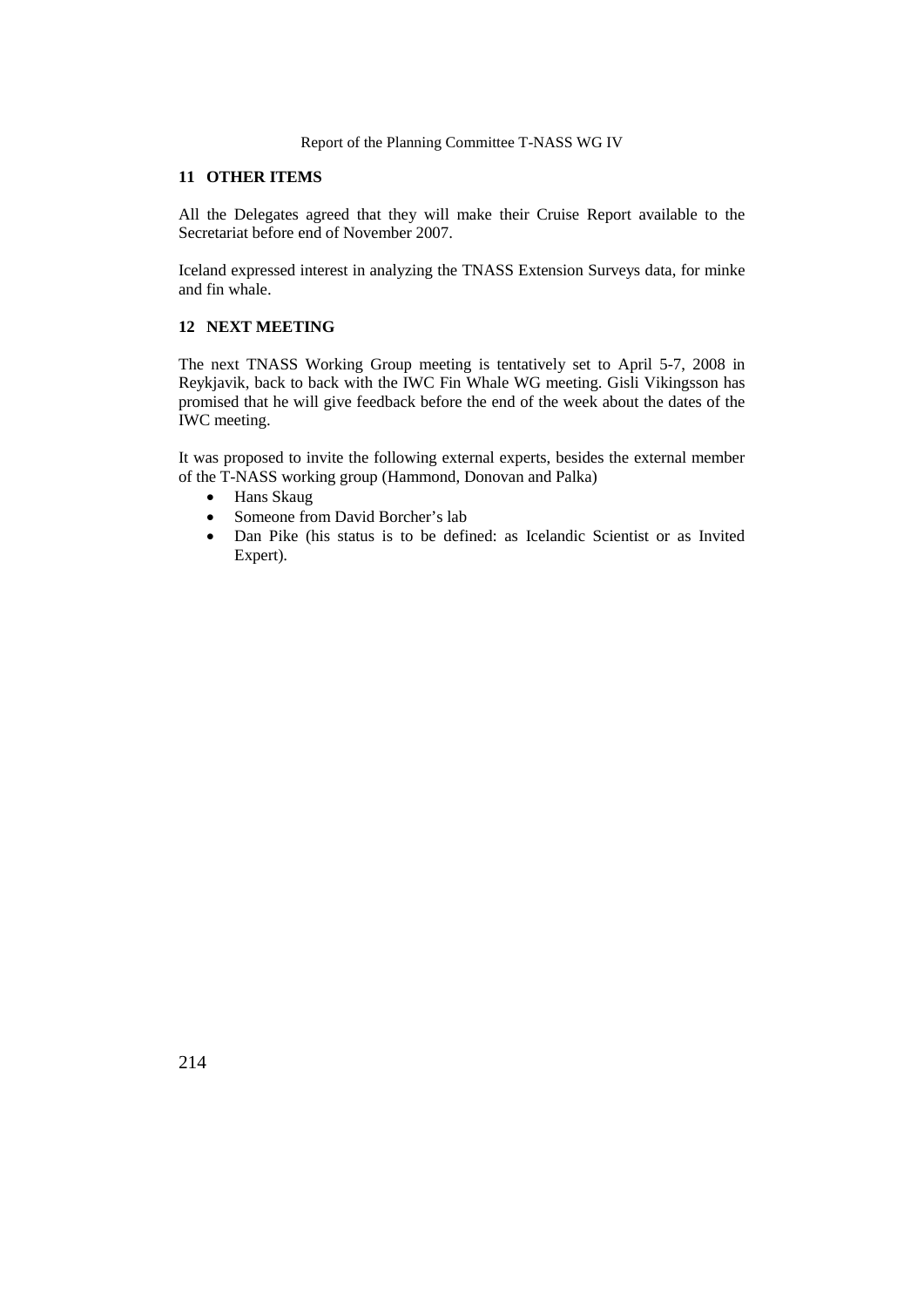## 11 OTHER ITEMS

All the Delegates agreed that they will make their Cruise Report available to the Secretariat before end of November 2007.

Iceland expressed interest in analyzing the TNASS Extension Surveys data, for minke and fin whale.

## 12 NEXT MEETING

The next TNASS Working Group meeting is tentatively set to April 5-7, 2008 in Reykjavik, back to back with the IWC Fin Whale WG meeting. Gisli Vikingsson has promised that he will give feedback before the end of the week about the dates of the IWC meeting.

It was proposed to invite the following external experts, besides the external member of the T-NASS working group (Hammond, Donovan and Palka)

- Hans Skaug
- Someone from David Borcher's lab
- Dan Pike (his status is to be defined: as Icelandic Scientist or as Invited Expert).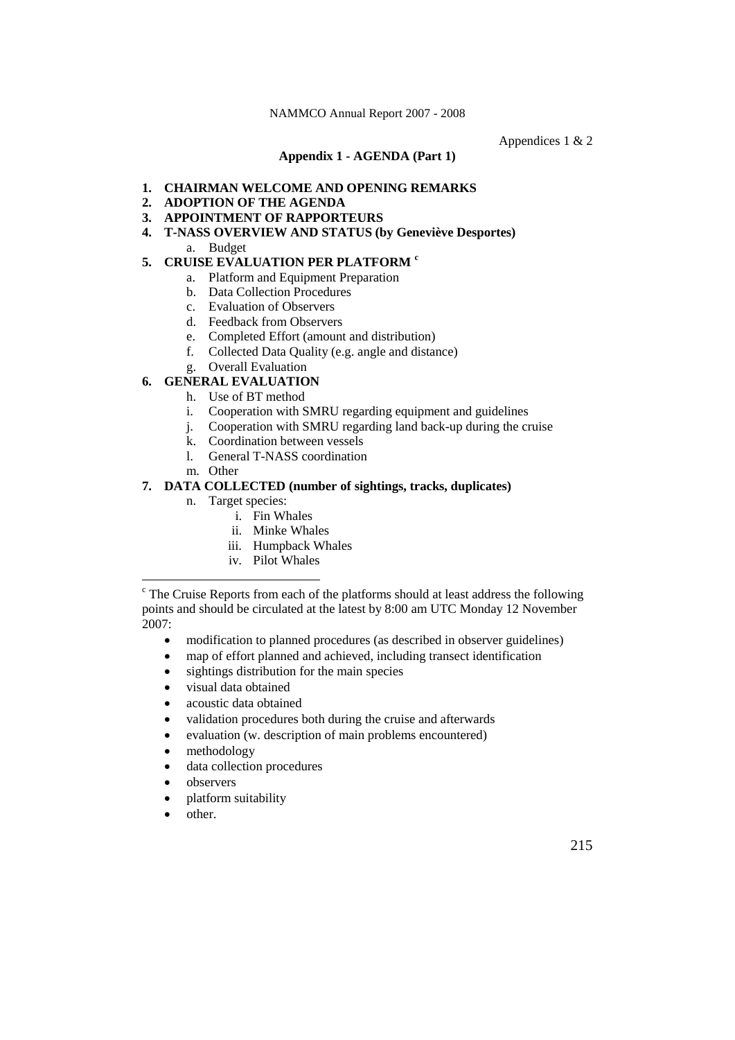Appendices 1 & 2

## Appendix 1 - AGENDA (Part 1)

1. **CHAIRMAN WELCOME AND OPENING REMARKS**
2. **ADOPTION OF THE AGENDA**
3. **APPOINTMENT OF RAPPORTEURS**
4. **T-NASS OVERVIEW AND STATUS (by Geneviève Desportes)**
    a. Budget
5. **CRUISE EVALUATION PER PLATFORM** [c]
    a. Platform and Equipment Preparation
    b. Data Collection Procedures
    c. Evaluation of Observers
    d. Feedback from Observers
    e. Completed Effort (amount and distribution)
    f. Collected Data Quality (e.g. angle and distance)
    g. Overall Evaluation
6. **GENERAL EVALUATION**
    h. Use of BT method
    i. Cooperation with SMRU regarding equipment and guidelines
    j. Cooperation with SMRU regarding land back-up during the cruise
    k. Coordination between vessels
    l. General T-NASS coordination
    m. Other
7. **DATA COLLECTED (number of sightings, tracks, duplicates)**
    n. Target species:
        i. Fin Whales
        ii. Minke Whales
        iii. Humpback Whales
        iv. Pilot Whales

---

[c] The Cruise Reports from each of the platforms should at least address the following points and should be circulated at the latest by 8:00 am UTC Monday 12 November 2007:

- modification to planned procedures (as described in observer guidelines)
- map of effort planned and achieved, including transect identification
- sightings distribution for the main species
- visual data obtained
- acoustic data obtained
- validation procedures both during the cruise and afterwards
- evaluation (w. description of main problems encountered)
- methodology
- data collection procedures
- observers
- platform suitability
- other.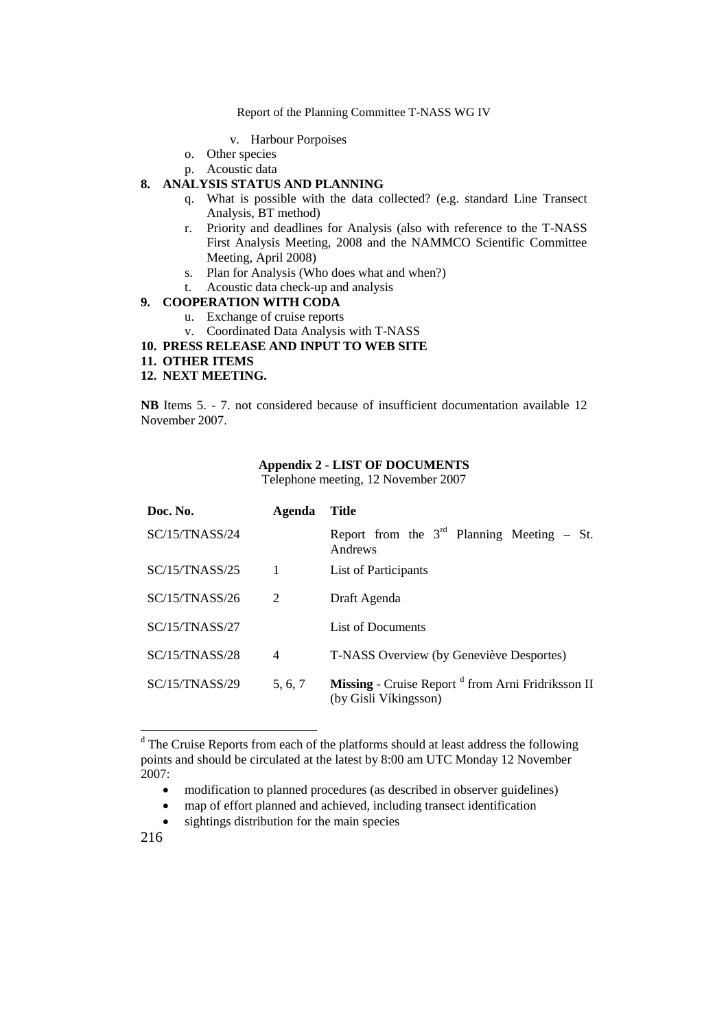v. Harbour Porpoises

o. Other species

p. Acoustic data

**8. ANALYSIS STATUS AND PLANNING**

q. What is possible with the data collected? (e.g. standard Line Transect Analysis, BT method)

r. Priority and deadlines for Analysis (also with reference to the T-NASS First Analysis Meeting, 2008 and the NAMMCO Scientific Committee Meeting, April 2008)

s. Plan for Analysis (Who does what and when?)

t. Acoustic data check-up and analysis

**9. COOPERATION WITH CODA**

u. Exchange of cruise reports

v. Coordinated Data Analysis with T-NASS

**10. PRESS RELEASE AND INPUT TO WEB SITE**

**11. OTHER ITEMS**

**12. NEXT MEETING.**

**NB** Items 5. - 7. not considered because of insufficient documentation available 12 November 2007.

### Appendix 2 - LIST OF DOCUMENTS

Telephone meeting, 12 November 2007

| Doc. No. | Agenda | Title |
|---|---|---|
| SC/15/TNASS/24 | | Report from the 3rd Planning Meeting – St. Andrews |
| SC/15/TNASS/25 | 1 | List of Participants |
| SC/15/TNASS/26 | 2 | Draft Agenda |
| SC/15/TNASS/27 | | List of Documents |
| SC/15/TNASS/28 | 4 | T-NASS Overview (by Geneviève Desportes) |
| SC/15/TNASS/29 | 5, 6, 7 | **Missing** - Cruise Report [d] from Arni Fridriksson II (by Gisli Víkingsson) |

[d] The Cruise Reports from each of the platforms should at least address the following points and should be circulated at the latest by 8:00 am UTC Monday 12 November 2007:

- modification to planned procedures (as described in observer guidelines)
- map of effort planned and achieved, including transect identification
- sightings distribution for the main species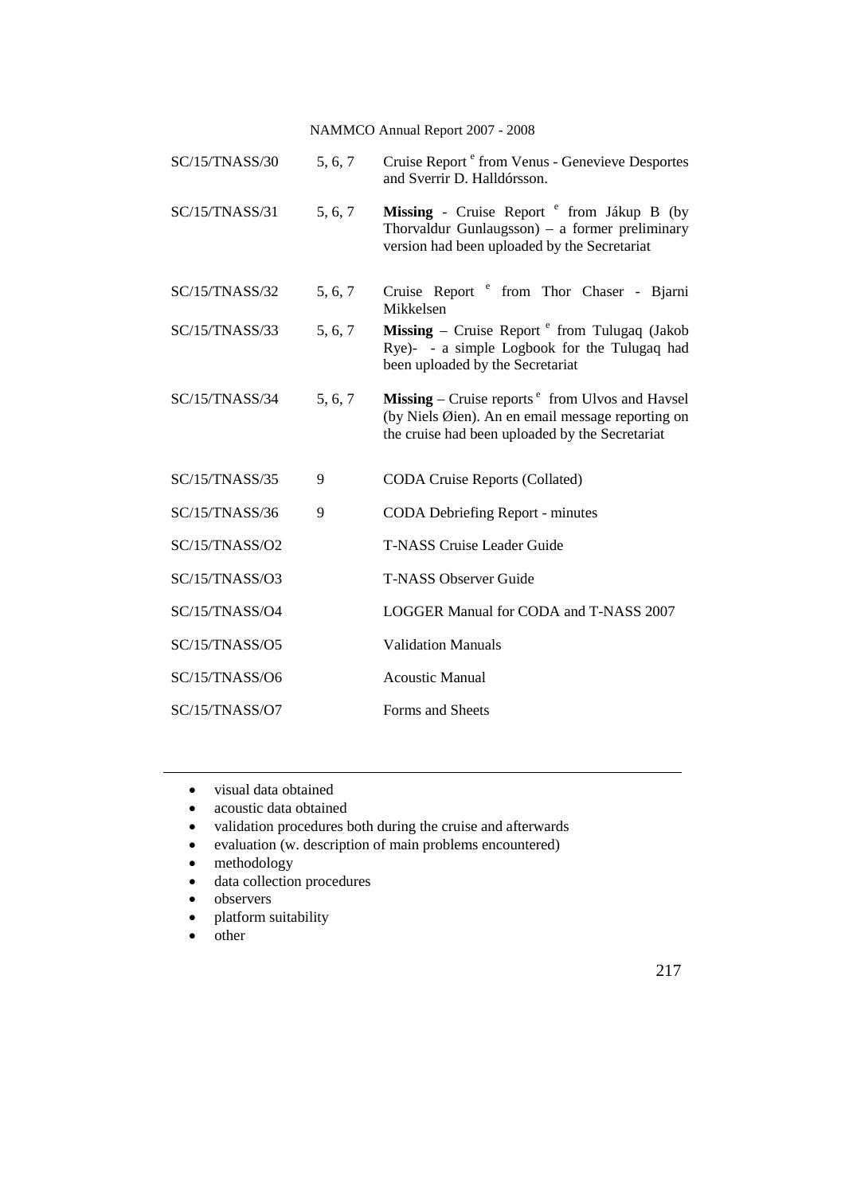| | | |
|---|---|---|
| SC/15/TNASS/30 | 5, 6, 7 | Cruise Report [e] from Venus - Genevieve Desportes and Sverrir D. Halldórsson. |
| SC/15/TNASS/31 | 5, 6, 7 | **Missing** - Cruise Report [e] from Jákup B (by Thorvaldur Gunlaugsson) – a former preliminary version had been uploaded by the Secretariat |
| SC/15/TNASS/32 | 5, 6, 7 | Cruise Report [e] from Thor Chaser - Bjarni Mikkelsen |
| SC/15/TNASS/33 | 5, 6, 7 | **Missing** – Cruise Report [e] from Tulugaq (Jakob Rye)- - a simple Logbook for the Tulugaq had been uploaded by the Secretariat |
| SC/15/TNASS/34 | 5, 6, 7 | **Missing** – Cruise reports [e] from Ulvos and Havsel (by Niels Øien). An en email message reporting on the cruise had been uploaded by the Secretariat |
| SC/15/TNASS/35 | 9 | CODA Cruise Reports (Collated) |
| SC/15/TNASS/36 | 9 | CODA Debriefing Report - minutes |
| SC/15/TNASS/O2 | | T-NASS Cruise Leader Guide |
| SC/15/TNASS/O3 | | T-NASS Observer Guide |
| SC/15/TNASS/O4 | | LOGGER Manual for CODA and T-NASS 2007 |
| SC/15/TNASS/O5 | | Validation Manuals |
| SC/15/TNASS/O6 | | Acoustic Manual |
| SC/15/TNASS/O7 | | Forms and Sheets |

---

- visual data obtained
- acoustic data obtained
- validation procedures both during the cruise and afterwards
- evaluation (w. description of main problems encountered)
- methodology
- data collection procedures
- observers
- platform suitability
- other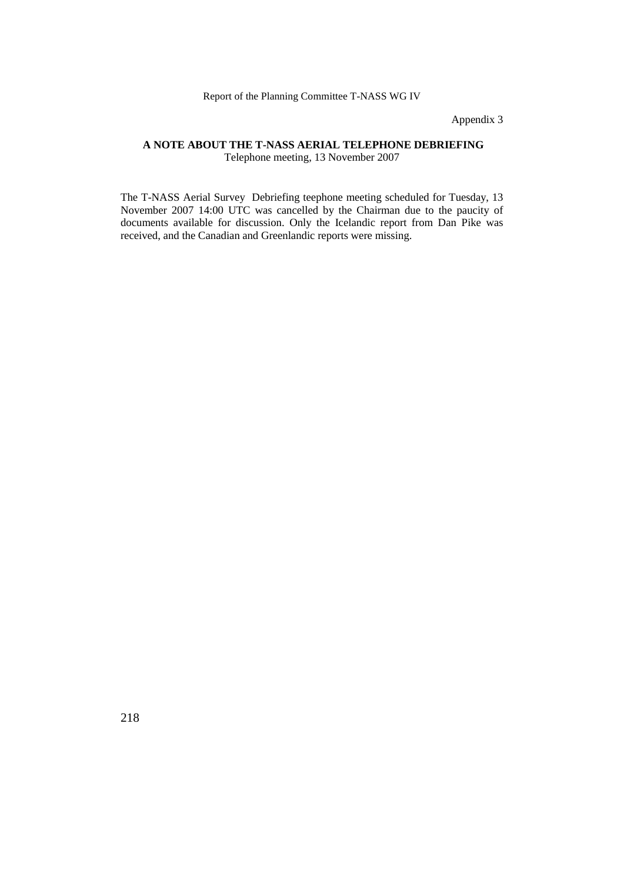Appendix 3

## A NOTE ABOUT THE T-NASS AERIAL TELEPHONE DEBRIEFING

Telephone meeting, 13 November 2007

The T-NASS Aerial Survey Debriefing teephone meeting scheduled for Tuesday, 13 November 2007 14:00 UTC was cancelled by the Chairman due to the paucity of documents available for discussion. Only the Icelandic report from Dan Pike was received, and the Canadian and Greenlandic reports were missing.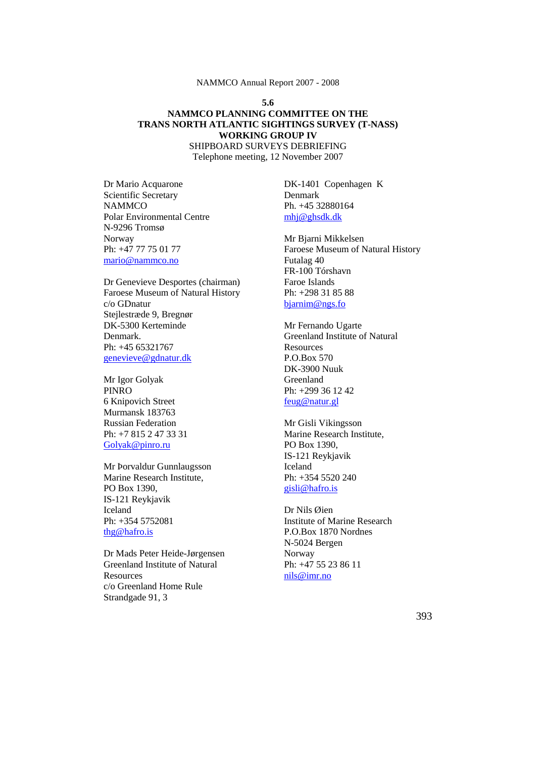## 5.6

## NAMMCO PLANNING COMMITTEE ON THE TRANS NORTH ATLANTIC SIGHTINGS SURVEY (T-NASS) WORKING GROUP IV

SHIPBOARD SURVEYS DEBRIEFING
Telephone meeting, 12 November 2007

Dr Mario Acquarone
Scientific Secretary
NAMMCO
Polar Environmental Centre
N-9296 Tromsø
Norway
Ph: +47 77 75 01 77
mario@nammco.no

Dr Genevieve Desportes (chairman)
Faroese Museum of Natural History
c/o GDnatur
Stejlestræde 9, Bregnør
DK-5300 Kerteminde
Denmark.
Ph: +45 65321767
genevieve@gdnatur.dk

Mr Igor Golyak
PINRO
6 Knipovich Street
Murmansk 183763
Russian Federation
Ph: +7 815 2 47 33 31
Golyak@pinro.ru

Mr Þorvaldur Gunnlaugsson
Marine Research Institute,
PO Box 1390,
IS-121 Reykjavik
Iceland
Ph: +354 5752081
thg@hafro.is

Dr Mads Peter Heide-Jørgensen
Greenland Institute of Natural Resources
c/o Greenland Home Rule
Strandgade 91, 3
DK-1401 Copenhagen K
Denmark
Ph. +45 32880164
mhj@ghsdk.dk

Mr Bjarni Mikkelsen
Faroese Museum of Natural History
Futalag 40
FR-100 Tórshavn
Faroe Islands
Ph: +298 31 85 88
bjarnim@ngs.fo

Mr Fernando Ugarte
Greenland Institute of Natural Resources
P.O.Box 570
DK-3900 Nuuk
Greenland
Ph: +299 36 12 42
feug@natur.gl

Mr Gisli Vikingsson
Marine Research Institute,
PO Box 1390,
IS-121 Reykjavik
Iceland
Ph: +354 5520 240
gisli@hafro.is

Dr Nils Øien
Institute of Marine Research
P.O.Box 1870 Nordnes
N-5024 Bergen
Norway
Ph: +47 55 23 86 11
nils@imr.no